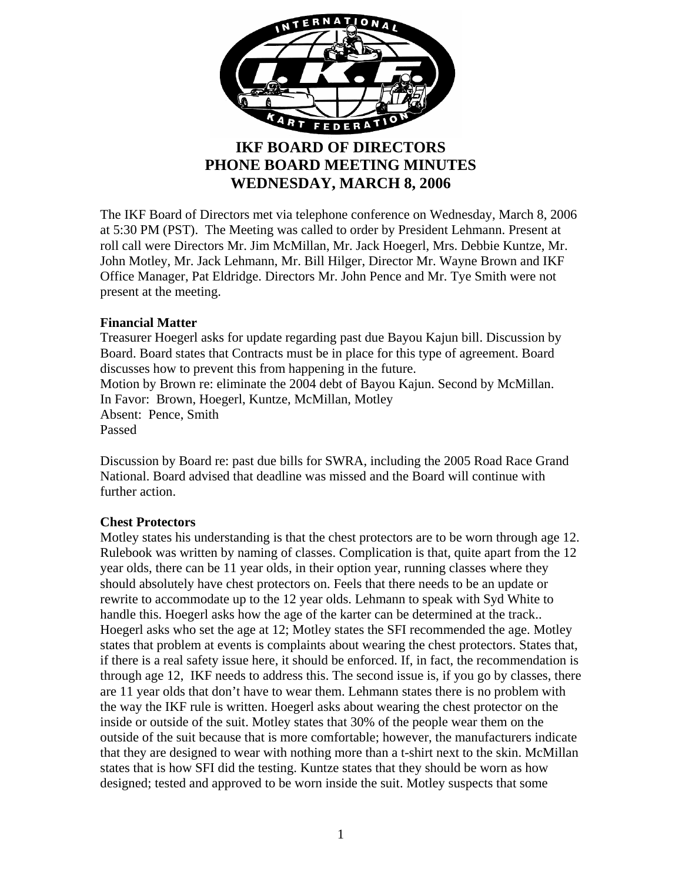# IKF BOARD OF DIRECTORS
# PHONE BOARD MEETING MINUTES
# WEDNESDAY, MARCH 8, 2006

The IKF Board of Directors met via telephone conference on Wednesday, March 8, 2006 at 5:30 PM (PST). The Meeting was called to order by President Lehmann. Present at roll call were Directors Mr. Jim McMillan, Mr. Jack Hoegerl, Mrs. Debbie Kuntze, Mr. John Motley, Mr. Jack Lehmann, Mr. Bill Hilger, Director Mr. Wayne Brown and IKF Office Manager, Pat Eldridge. Directors Mr. John Pence and Mr. Tye Smith were not present at the meeting.

**Financial Matter**

Treasurer Hoegerl asks for update regarding past due Bayou Kajun bill. Discussion by Board. Board states that Contracts must be in place for this type of agreement. Board discusses how to prevent this from happening in the future.
Motion by Brown re: eliminate the 2004 debt of Bayou Kajun. Second by McMillan.
In Favor: Brown, Hoegerl, Kuntze, McMillan, Motley
Absent: Pence, Smith
Passed

Discussion by Board re: past due bills for SWRA, including the 2005 Road Race Grand National. Board advised that deadline was missed and the Board will continue with further action.

**Chest Protectors**

Motley states his understanding is that the chest protectors are to be worn through age 12. Rulebook was written by naming of classes. Complication is that, quite apart from the 12 year olds, there can be 11 year olds, in their option year, running classes where they should absolutely have chest protectors on. Feels that there needs to be an update or rewrite to accommodate up to the 12 year olds. Lehmann to speak with Syd White to handle this. Hoegerl asks how the age of the karter can be determined at the track.. Hoegerl asks who set the age at 12; Motley states the SFI recommended the age. Motley states that problem at events is complaints about wearing the chest protectors. States that, if there is a real safety issue here, it should be enforced. If, in fact, the recommendation is through age 12, IKF needs to address this. The second issue is, if you go by classes, there are 11 year olds that don't have to wear them. Lehmann states there is no problem with the way the IKF rule is written. Hoegerl asks about wearing the chest protector on the inside or outside of the suit. Motley states that 30% of the people wear them on the outside of the suit because that is more comfortable; however, the manufacturers indicate that they are designed to wear with nothing more than a t-shirt next to the skin. McMillan states that is how SFI did the testing. Kuntze states that they should be worn as how designed; tested and approved to be worn inside the suit. Motley suspects that some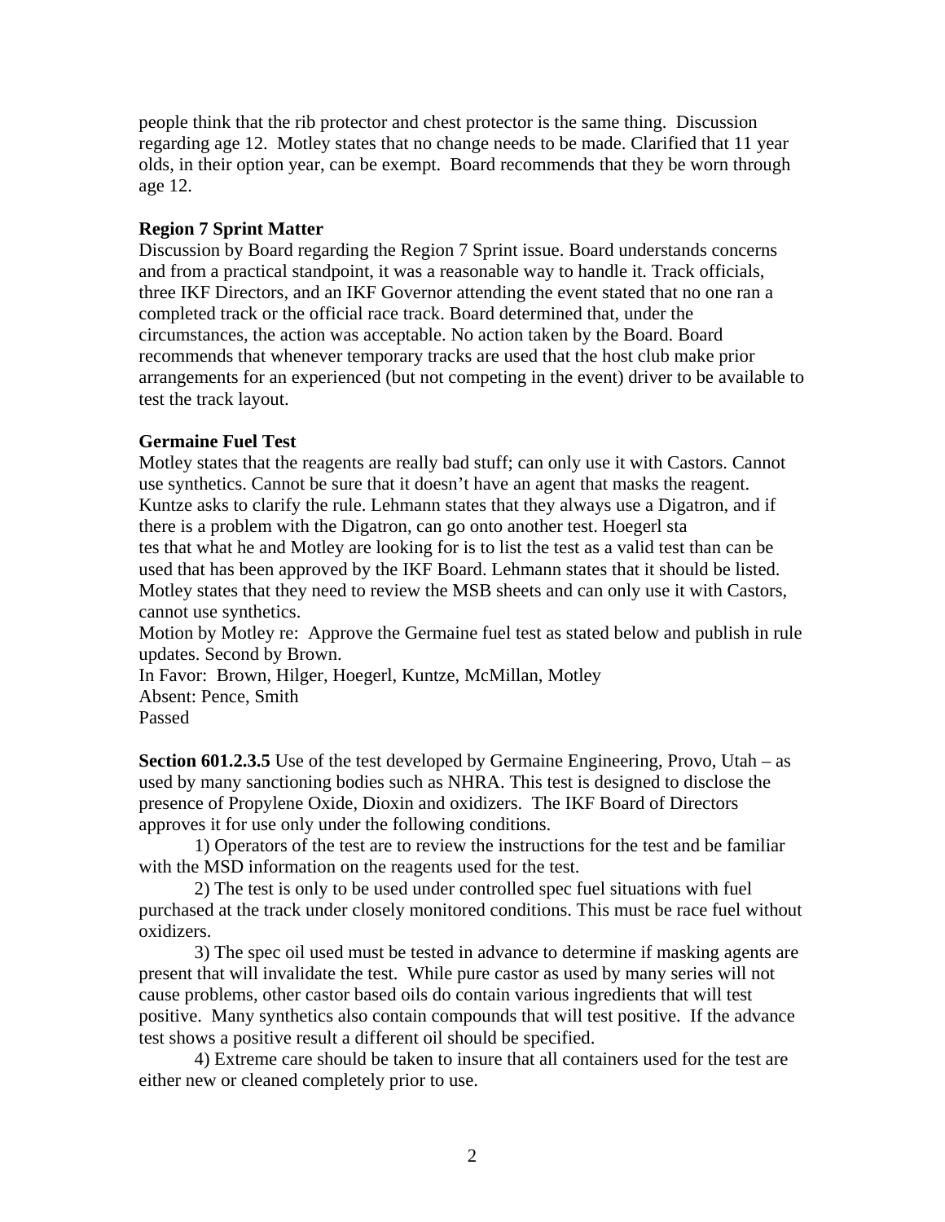people think that the rib protector and chest protector is the same thing. Discussion regarding age 12. Motley states that no change needs to be made. Clarified that 11 year olds, in their option year, can be exempt. Board recommends that they be worn through age 12.

**Region 7 Sprint Matter**

Discussion by Board regarding the Region 7 Sprint issue. Board understands concerns and from a practical standpoint, it was a reasonable way to handle it. Track officials, three IKF Directors, and an IKF Governor attending the event stated that no one ran a completed track or the official race track. Board determined that, under the circumstances, the action was acceptable. No action taken by the Board. Board recommends that whenever temporary tracks are used that the host club make prior arrangements for an experienced (but not competing in the event) driver to be available to test the track layout.

**Germaine Fuel Test**

Motley states that the reagents are really bad stuff; can only use it with Castors. Cannot use synthetics. Cannot be sure that it doesn't have an agent that masks the reagent. Kuntze asks to clarify the rule. Lehmann states that they always use a Digatron, and if there is a problem with the Digatron, can go onto another test. Hoegerl states that what he and Motley are looking for is to list the test as a valid test than can be used that has been approved by the IKF Board. Lehmann states that it should be listed. Motley states that they need to review the MSB sheets and can only use it with Castors, cannot use synthetics.

Motion by Motley re: Approve the Germaine fuel test as stated below and publish in rule updates. Second by Brown.

In Favor: Brown, Hilger, Hoegerl, Kuntze, McMillan, Motley

Absent: Pence, Smith

Passed

**Section 601.2.3.5** Use of the test developed by Germaine Engineering, Provo, Utah – as used by many sanctioning bodies such as NHRA. This test is designed to disclose the presence of Propylene Oxide, Dioxin and oxidizers. The IKF Board of Directors approves it for use only under the following conditions.

1) Operators of the test are to review the instructions for the test and be familiar with the MSD information on the reagents used for the test.

2) The test is only to be used under controlled spec fuel situations with fuel purchased at the track under closely monitored conditions. This must be race fuel without oxidizers.

3) The spec oil used must be tested in advance to determine if masking agents are present that will invalidate the test. While pure castor as used by many series will not cause problems, other castor based oils do contain various ingredients that will test positive. Many synthetics also contain compounds that will test positive. If the advance test shows a positive result a different oil should be specified.

4) Extreme care should be taken to insure that all containers used for the test are either new or cleaned completely prior to use.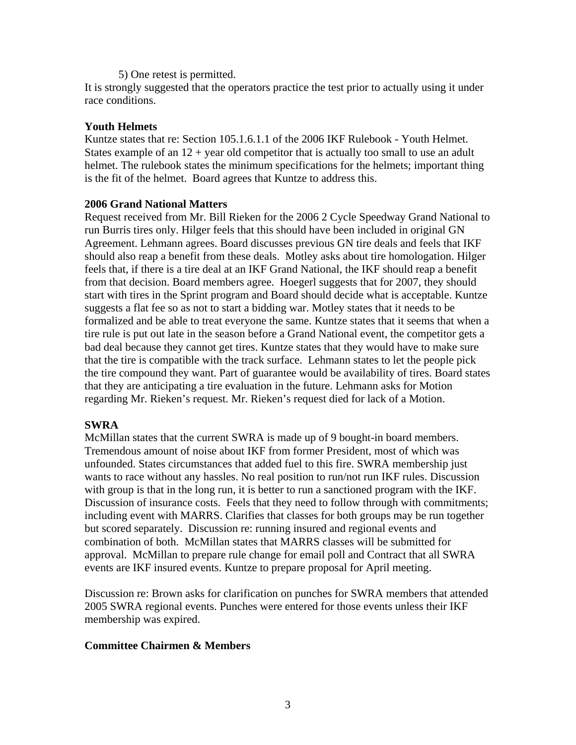5) One retest is permitted.

It is strongly suggested that the operators practice the test prior to actually using it under race conditions.

**Youth Helmets**

Kuntze states that re: Section 105.1.6.1.1 of the 2006 IKF Rulebook - Youth Helmet. States example of an 12 + year old competitor that is actually too small to use an adult helmet. The rulebook states the minimum specifications for the helmets; important thing is the fit of the helmet. Board agrees that Kuntze to address this.

**2006 Grand National Matters**

Request received from Mr. Bill Rieken for the 2006 2 Cycle Speedway Grand National to run Burris tires only. Hilger feels that this should have been included in original GN Agreement. Lehmann agrees. Board discusses previous GN tire deals and feels that IKF should also reap a benefit from these deals. Motley asks about tire homologation. Hilger feels that, if there is a tire deal at an IKF Grand National, the IKF should reap a benefit from that decision. Board members agree. Hoegerl suggests that for 2007, they should start with tires in the Sprint program and Board should decide what is acceptable. Kuntze suggests a flat fee so as not to start a bidding war. Motley states that it needs to be formalized and be able to treat everyone the same. Kuntze states that it seems that when a tire rule is put out late in the season before a Grand National event, the competitor gets a bad deal because they cannot get tires. Kuntze states that they would have to make sure that the tire is compatible with the track surface. Lehmann states to let the people pick the tire compound they want. Part of guarantee would be availability of tires. Board states that they are anticipating a tire evaluation in the future. Lehmann asks for Motion regarding Mr. Rieken's request. Mr. Rieken's request died for lack of a Motion.

**SWRA**

McMillan states that the current SWRA is made up of 9 bought-in board members. Tremendous amount of noise about IKF from former President, most of which was unfounded. States circumstances that added fuel to this fire. SWRA membership just wants to race without any hassles. No real position to run/not run IKF rules. Discussion with group is that in the long run, it is better to run a sanctioned program with the IKF. Discussion of insurance costs. Feels that they need to follow through with commitments; including event with MARRS. Clarifies that classes for both groups may be run together but scored separately. Discussion re: running insured and regional events and combination of both. McMillan states that MARRS classes will be submitted for approval. McMillan to prepare rule change for email poll and Contract that all SWRA events are IKF insured events. Kuntze to prepare proposal for April meeting.

Discussion re: Brown asks for clarification on punches for SWRA members that attended 2005 SWRA regional events. Punches were entered for those events unless their IKF membership was expired.

**Committee Chairmen & Members**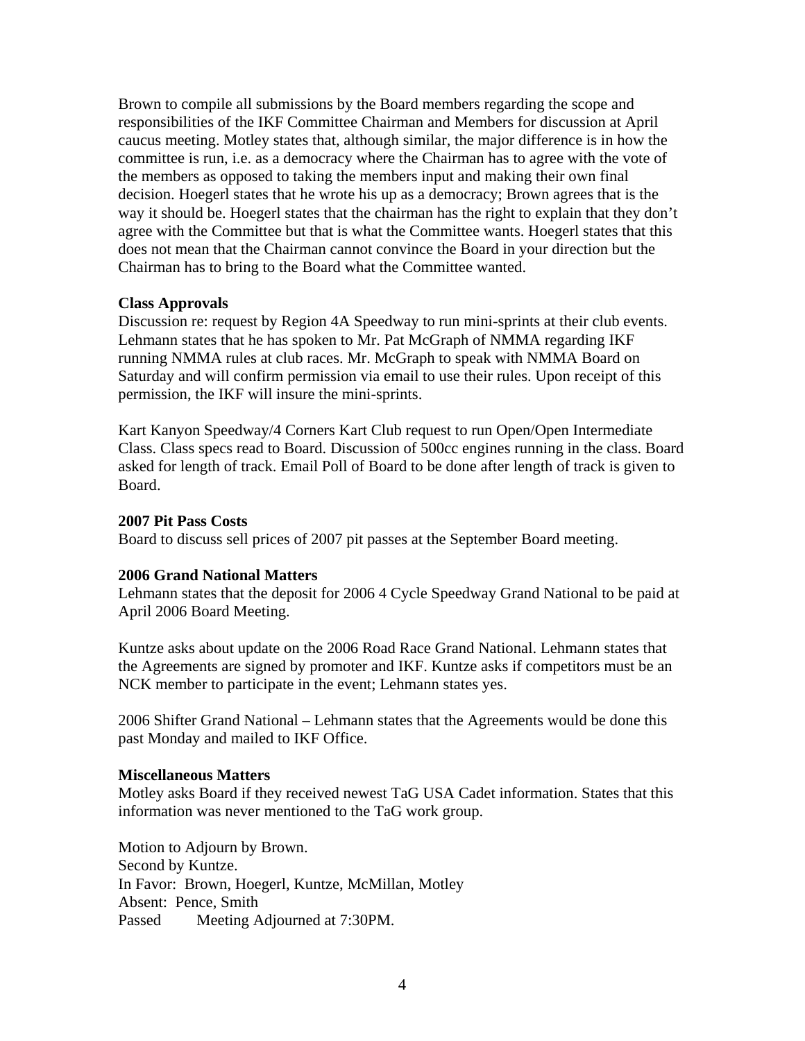Brown to compile all submissions by the Board members regarding the scope and responsibilities of the IKF Committee Chairman and Members for discussion at April caucus meeting. Motley states that, although similar, the major difference is in how the committee is run, i.e. as a democracy where the Chairman has to agree with the vote of the members as opposed to taking the members input and making their own final decision. Hoegerl states that he wrote his up as a democracy; Brown agrees that is the way it should be. Hoegerl states that the chairman has the right to explain that they don't agree with the Committee but that is what the Committee wants. Hoegerl states that this does not mean that the Chairman cannot convince the Board in your direction but the Chairman has to bring to the Board what the Committee wanted.

**Class Approvals**

Discussion re: request by Region 4A Speedway to run mini-sprints at their club events. Lehmann states that he has spoken to Mr. Pat McGraph of NMMA regarding IKF running NMMA rules at club races. Mr. McGraph to speak with NMMA Board on Saturday and will confirm permission via email to use their rules. Upon receipt of this permission, the IKF will insure the mini-sprints.

Kart Kanyon Speedway/4 Corners Kart Club request to run Open/Open Intermediate Class. Class specs read to Board. Discussion of 500cc engines running in the class. Board asked for length of track. Email Poll of Board to be done after length of track is given to Board.

**2007 Pit Pass Costs**

Board to discuss sell prices of 2007 pit passes at the September Board meeting.

**2006 Grand National Matters**

Lehmann states that the deposit for 2006 4 Cycle Speedway Grand National to be paid at April 2006 Board Meeting.

Kuntze asks about update on the 2006 Road Race Grand National. Lehmann states that the Agreements are signed by promoter and IKF. Kuntze asks if competitors must be an NCK member to participate in the event; Lehmann states yes.

2006 Shifter Grand National – Lehmann states that the Agreements would be done this past Monday and mailed to IKF Office.

**Miscellaneous Matters**

Motley asks Board if they received newest TaG USA Cadet information. States that this information was never mentioned to the TaG work group.

Motion to Adjourn by Brown.
Second by Kuntze.
In Favor: Brown, Hoegerl, Kuntze, McMillan, Motley
Absent: Pence, Smith
Passed Meeting Adjourned at 7:30PM.